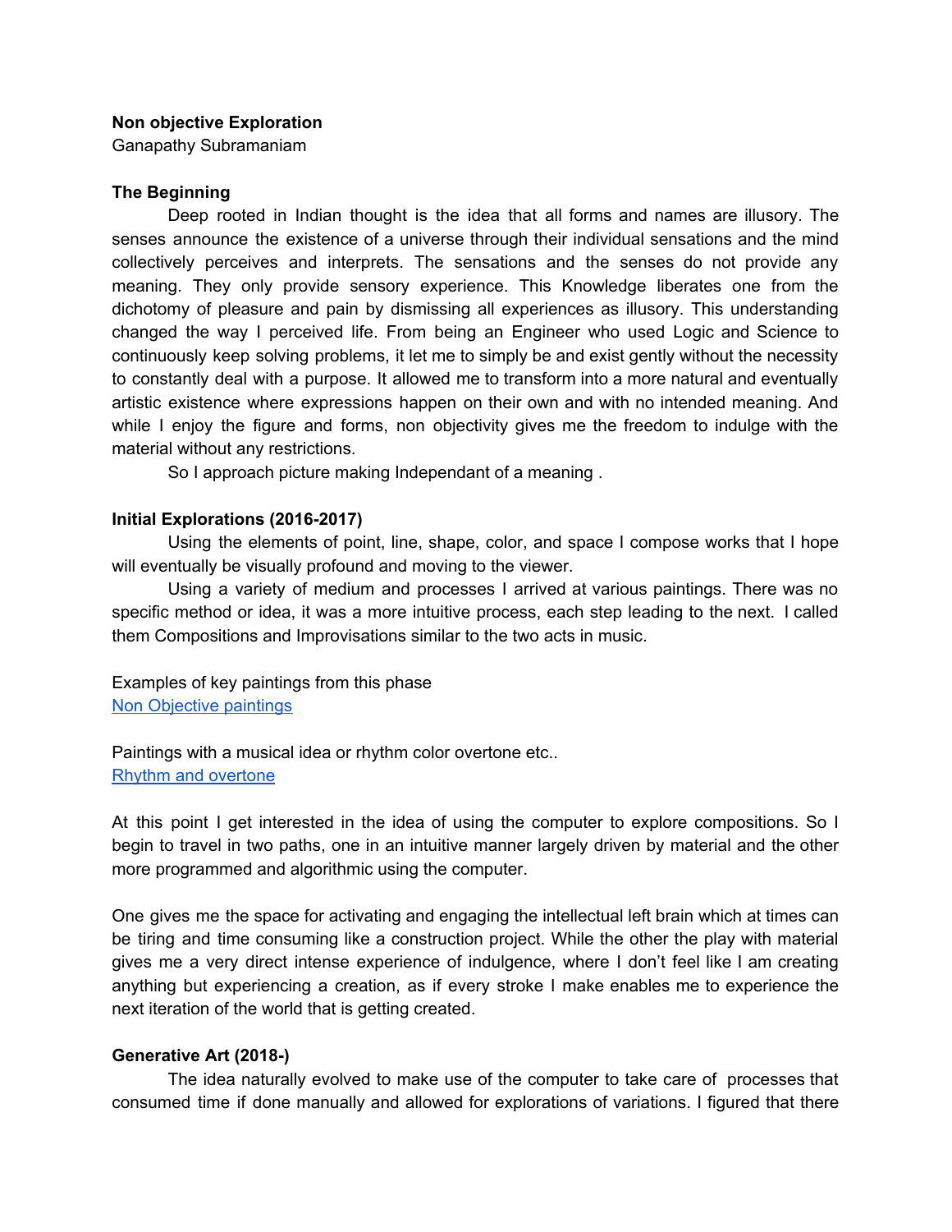**Non objective Exploration**
Ganapathy Subramaniam

**The Beginning**

Deep rooted in Indian thought is the idea that all forms and names are illusory. The senses announce the existence of a universe through their individual sensations and the mind collectively perceives and interprets. The sensations and the senses do not provide any meaning. They only provide sensory experience. This Knowledge liberates one from the dichotomy of pleasure and pain by dismissing all experiences as illusory. This understanding changed the way I perceived life. From being an Engineer who used Logic and Science to continuously keep solving problems, it let me to simply be and exist gently without the necessity to constantly deal with a purpose. It allowed me to transform into a more natural and eventually artistic existence where expressions happen on their own and with no intended meaning. And while I enjoy the figure and forms, non objectivity gives me the freedom to indulge with the material without any restrictions.

So I approach picture making Independant of a meaning .

**Initial Explorations (2016-2017)**

Using the elements of point, line, shape, color, and space I compose works that I hope will eventually be visually profound and moving to the viewer.

Using a variety of medium and processes I arrived at various paintings. There was no specific method or idea, it was a more intuitive process, each step leading to the next. I called them Compositions and Improvisations similar to the two acts in music.

Examples of key paintings from this phase
Non Objective paintings

Paintings with a musical idea or rhythm color overtone etc..
Rhythm and overtone

At this point I get interested in the idea of using the computer to explore compositions. So I begin to travel in two paths, one in an intuitive manner largely driven by material and the other more programmed and algorithmic using the computer.

One gives me the space for activating and engaging the intellectual left brain which at times can be tiring and time consuming like a construction project. While the other the play with material gives me a very direct intense experience of indulgence, where I don't feel like I am creating anything but experiencing a creation, as if every stroke I make enables me to experience the next iteration of the world that is getting created.

**Generative Art (2018-)**

The idea naturally evolved to make use of the computer to take care of processes that consumed time if done manually and allowed for explorations of variations. I figured that there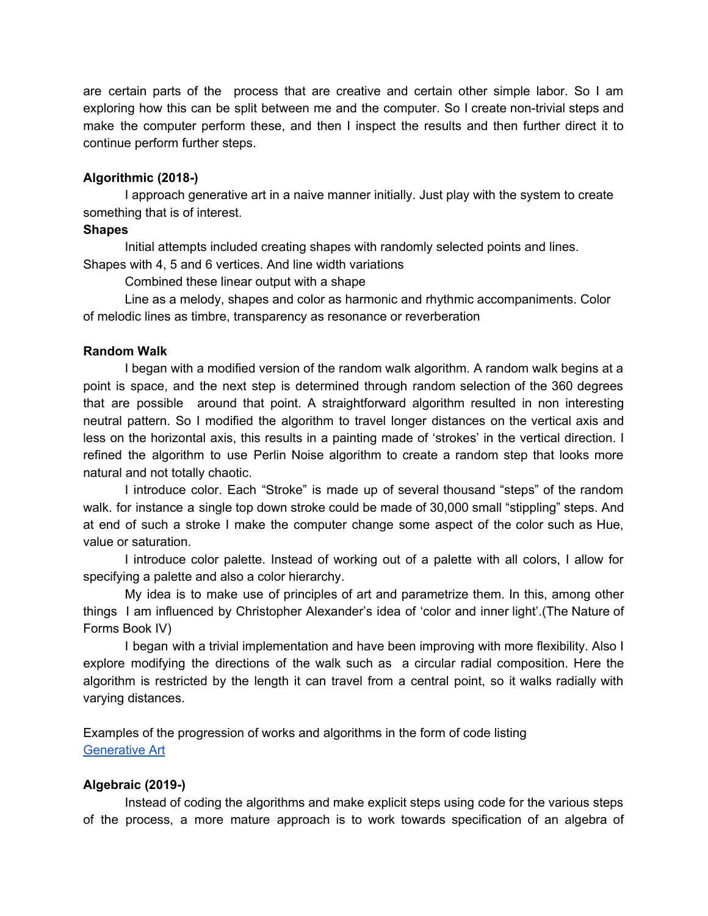are certain parts of the process that are creative and certain other simple labor. So I am exploring how this can be split between me and the computer. So I create non-trivial steps and make the computer perform these, and then I inspect the results and then further direct it to continue perform further steps.

**Algorithmic (2018-)**

I approach generative art in a naive manner initially. Just play with the system to create something that is of interest.

**Shapes**

Initial attempts included creating shapes with randomly selected points and lines. Shapes with 4, 5 and 6 vertices. And line width variations

Combined these linear output with a shape

Line as a melody, shapes and color as harmonic and rhythmic accompaniments. Color of melodic lines as timbre, transparency as resonance or reverberation

**Random Walk**

I began with a modified version of the random walk algorithm. A random walk begins at a point is space, and the next step is determined through random selection of the 360 degrees that are possible around that point. A straightforward algorithm resulted in non interesting neutral pattern. So I modified the algorithm to travel longer distances on the vertical axis and less on the horizontal axis, this results in a painting made of 'strokes' in the vertical direction. I refined the algorithm to use Perlin Noise algorithm to create a random step that looks more natural and not totally chaotic.

I introduce color. Each "Stroke" is made up of several thousand "steps" of the random walk. for instance a single top down stroke could be made of 30,000 small "stippling" steps. And at end of such a stroke I make the computer change some aspect of the color such as Hue, value or saturation.

I introduce color palette. Instead of working out of a palette with all colors, I allow for specifying a palette and also a color hierarchy.

My idea is to make use of principles of art and parametrize them. In this, among other things I am influenced by Christopher Alexander's idea of 'color and inner light'.(The Nature of Forms Book IV)

I began with a trivial implementation and have been improving with more flexibility. Also I explore modifying the directions of the walk such as a circular radial composition. Here the algorithm is restricted by the length it can travel from a central point, so it walks radially with varying distances.

Examples of the progression of works and algorithms in the form of code listing
[Generative Art]

**Algebraic (2019-)**

Instead of coding the algorithms and make explicit steps using code for the various steps of the process, a more mature approach is to work towards specification of an algebra of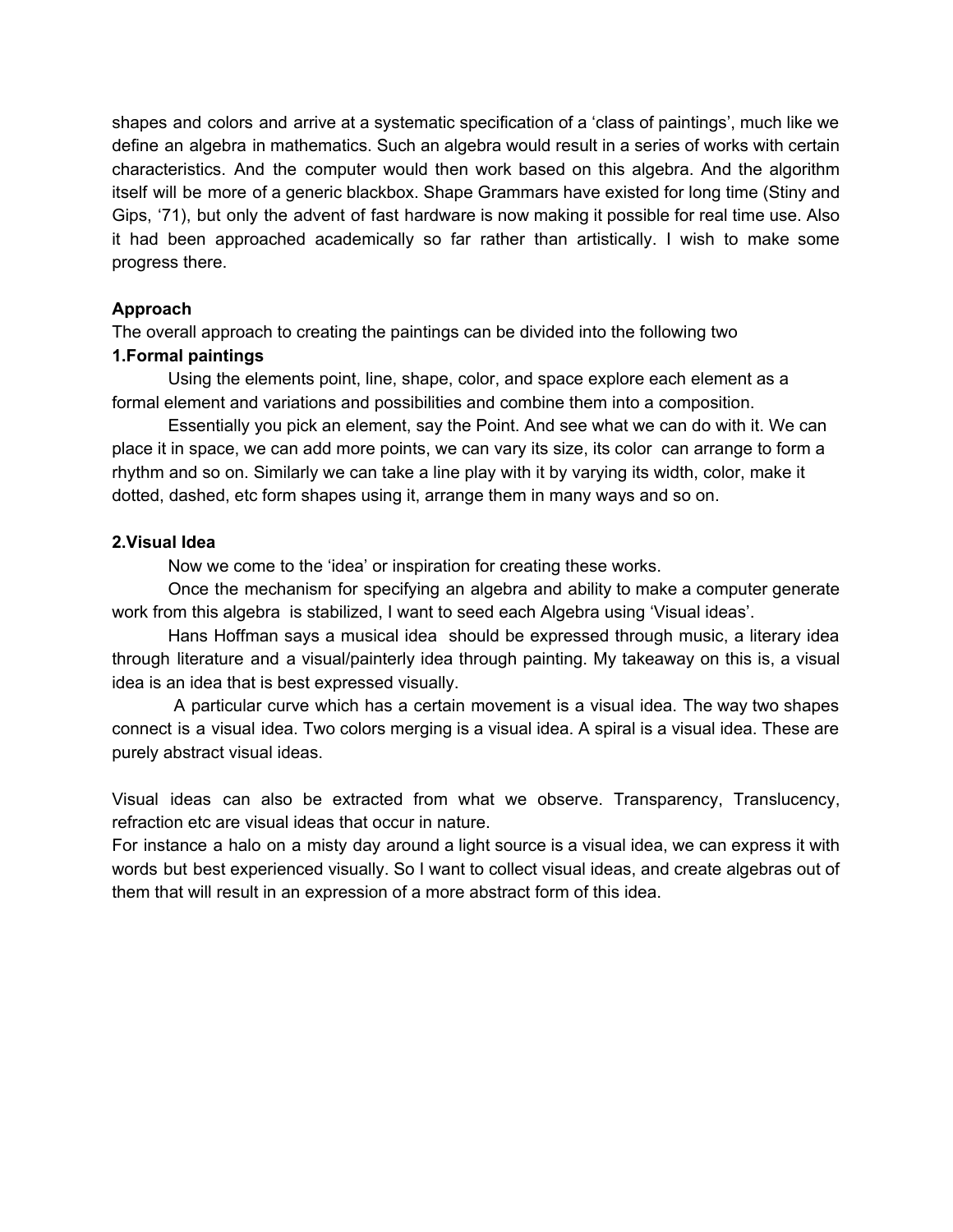shapes and colors and arrive at a systematic specification of a 'class of paintings', much like we define an algebra in mathematics. Such an algebra would result in a series of works with certain characteristics. And the computer would then work based on this algebra. And the algorithm itself will be more of a generic blackbox. Shape Grammars have existed for long time (Stiny and Gips, '71), but only the advent of fast hardware is now making it possible for real time use. Also it had been approached academically so far rather than artistically. I wish to make some progress there.

**Approach**

The overall approach to creating the paintings can be divided into the following two

**1.Formal paintings**

Using the elements point, line, shape, color, and space explore each element as a formal element and variations and possibilities and combine them into a composition.

Essentially you pick an element, say the Point. And see what we can do with it. We can place it in space, we can add more points, we can vary its size, its color can arrange to form a rhythm and so on. Similarly we can take a line play with it by varying its width, color, make it dotted, dashed, etc form shapes using it, arrange them in many ways and so on.

**2.Visual Idea**

Now we come to the 'idea' or inspiration for creating these works.

Once the mechanism for specifying an algebra and ability to make a computer generate work from this algebra is stabilized, I want to seed each Algebra using 'Visual ideas'.

Hans Hoffman says a musical idea should be expressed through music, a literary idea through literature and a visual/painterly idea through painting. My takeaway on this is, a visual idea is an idea that is best expressed visually.

A particular curve which has a certain movement is a visual idea. The way two shapes connect is a visual idea. Two colors merging is a visual idea. A spiral is a visual idea. These are purely abstract visual ideas.

Visual ideas can also be extracted from what we observe. Transparency, Translucency, refraction etc are visual ideas that occur in nature.

For instance a halo on a misty day around a light source is a visual idea, we can express it with words but best experienced visually. So I want to collect visual ideas, and create algebras out of them that will result in an expression of a more abstract form of this idea.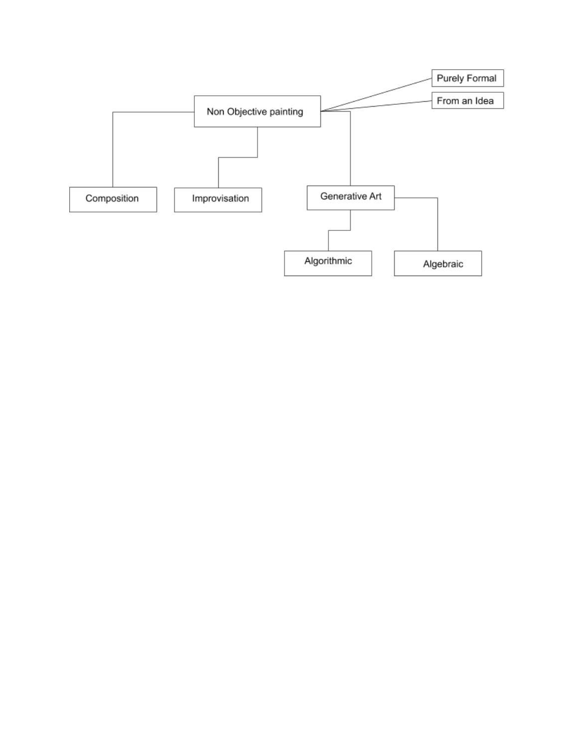Non Objective painting

Purely Formal

From an Idea

Composition

Improvisation

Generative Art

Algorithmic

Algebraic